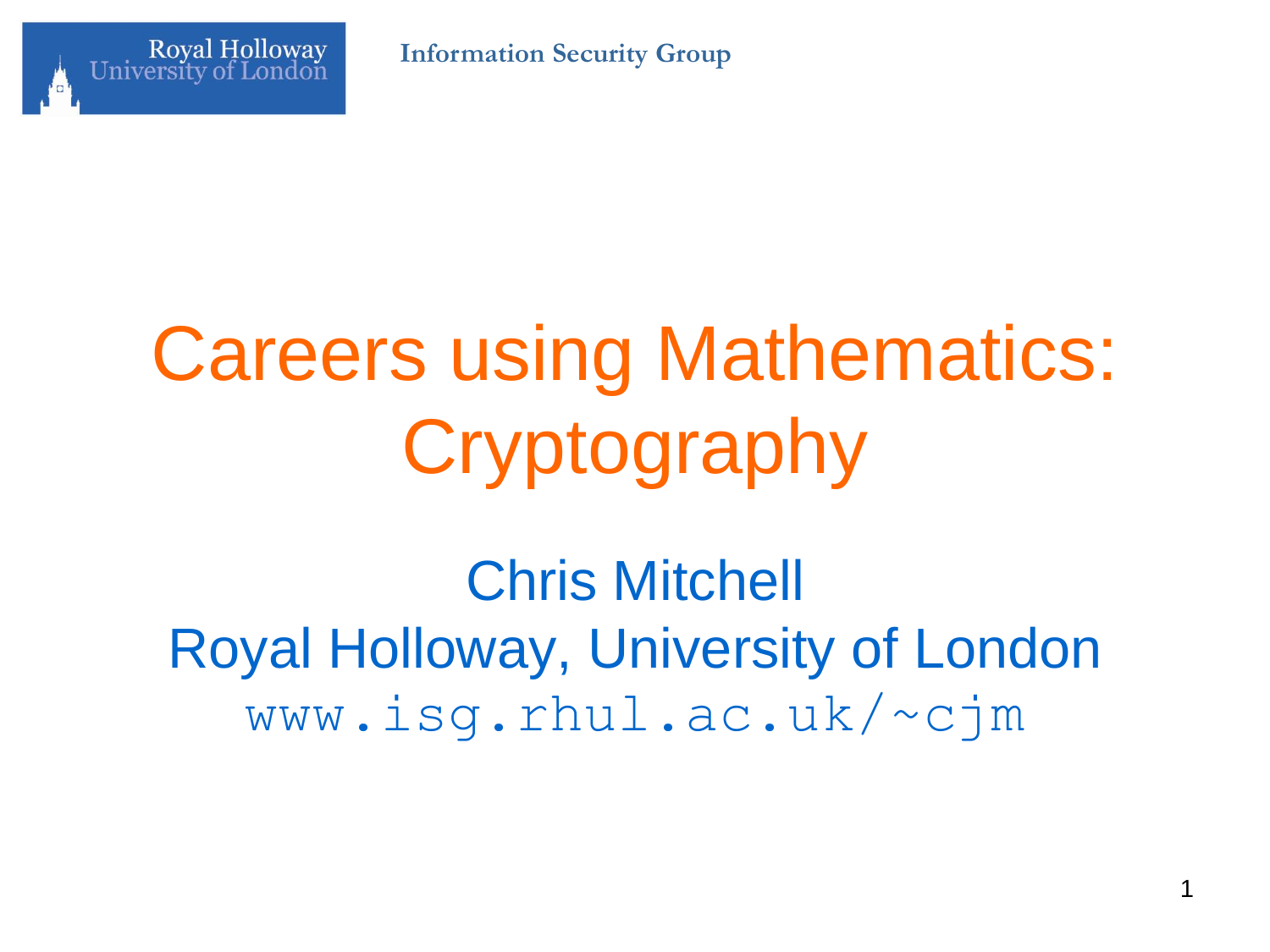Royal Holloway University of London

Information Security Group

# Careers using Mathematics: Cryptography

Chris Mitchell

Royal Holloway, University of London

www.isg.rhul.ac.uk/~cjm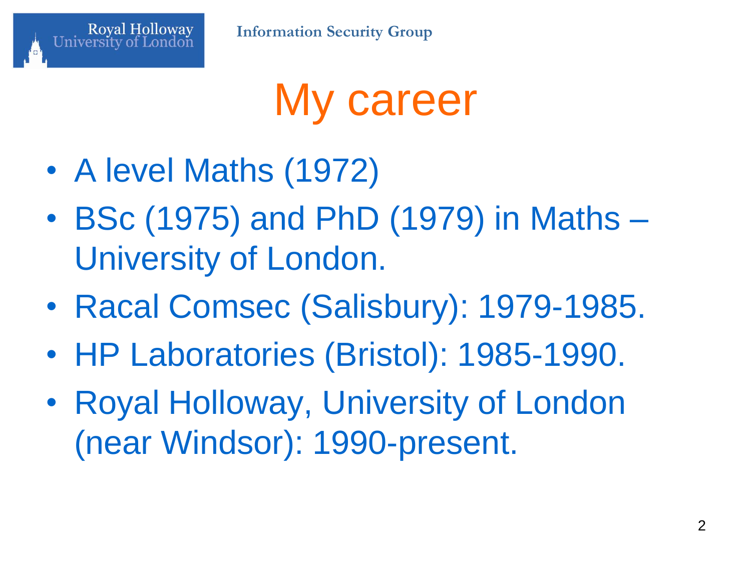# My career

- A level Maths (1972)
- BSc (1975) and PhD (1979) in Maths – University of London.
- Racal Comsec (Salisbury): 1979-1985.
- HP Laboratories (Bristol): 1985-1990.
- Royal Holloway, University of London (near Windsor): 1990-present.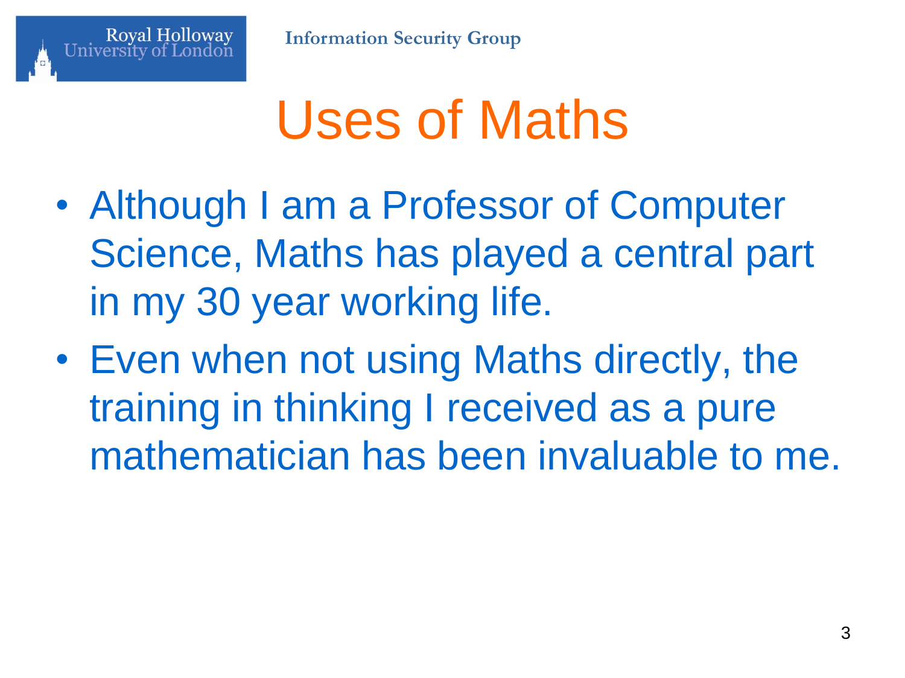# Uses of Maths

- Although I am a Professor of Computer Science, Maths has played a central part in my 30 year working life.
- Even when not using Maths directly, the training in thinking I received as a pure mathematician has been invaluable to me.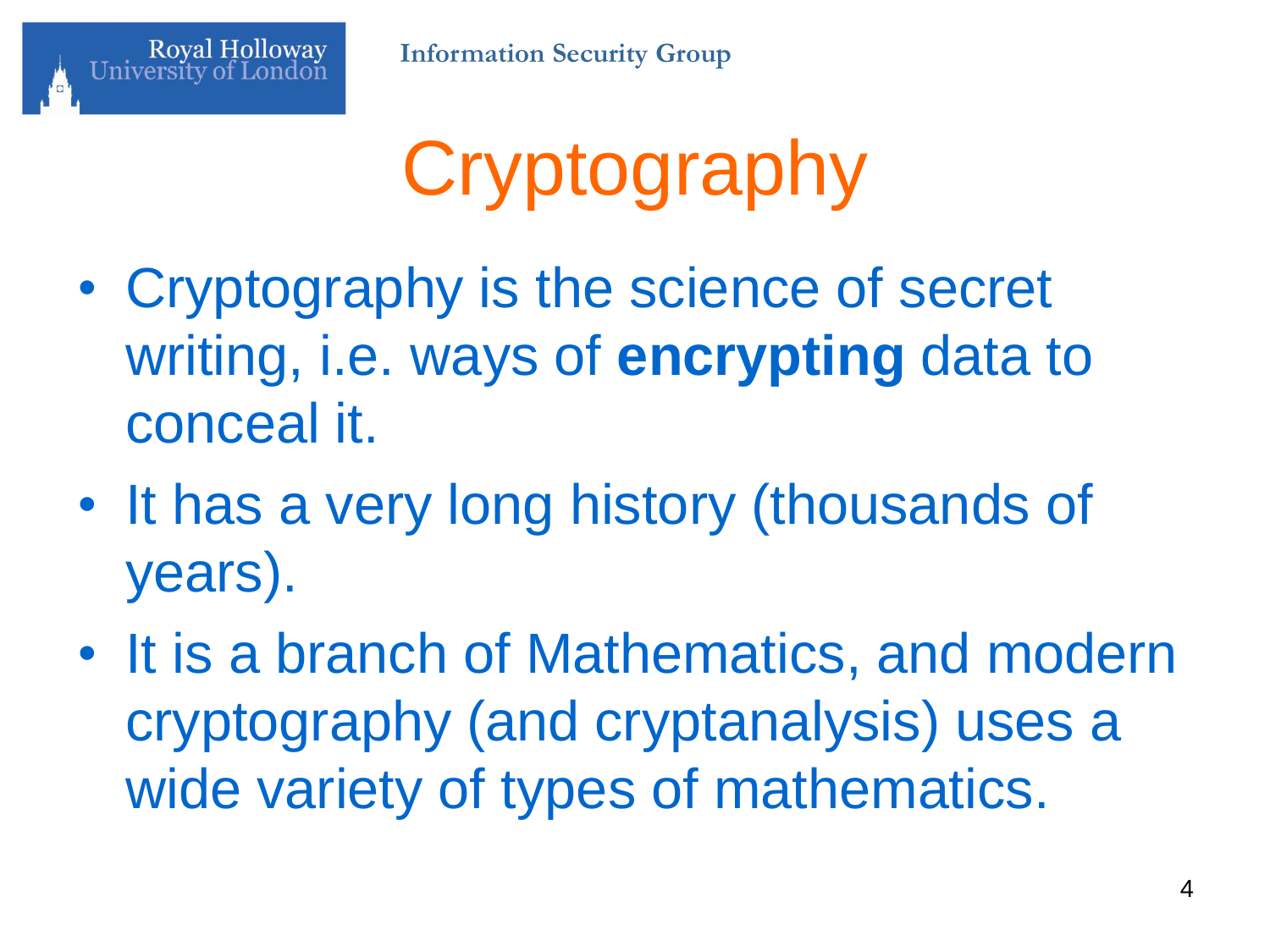# Cryptography

- Cryptography is the science of secret writing, i.e. ways of **encrypting** data to conceal it.
- It has a very long history (thousands of years).
- It is a branch of Mathematics, and modern cryptography (and cryptanalysis) uses a wide variety of types of mathematics.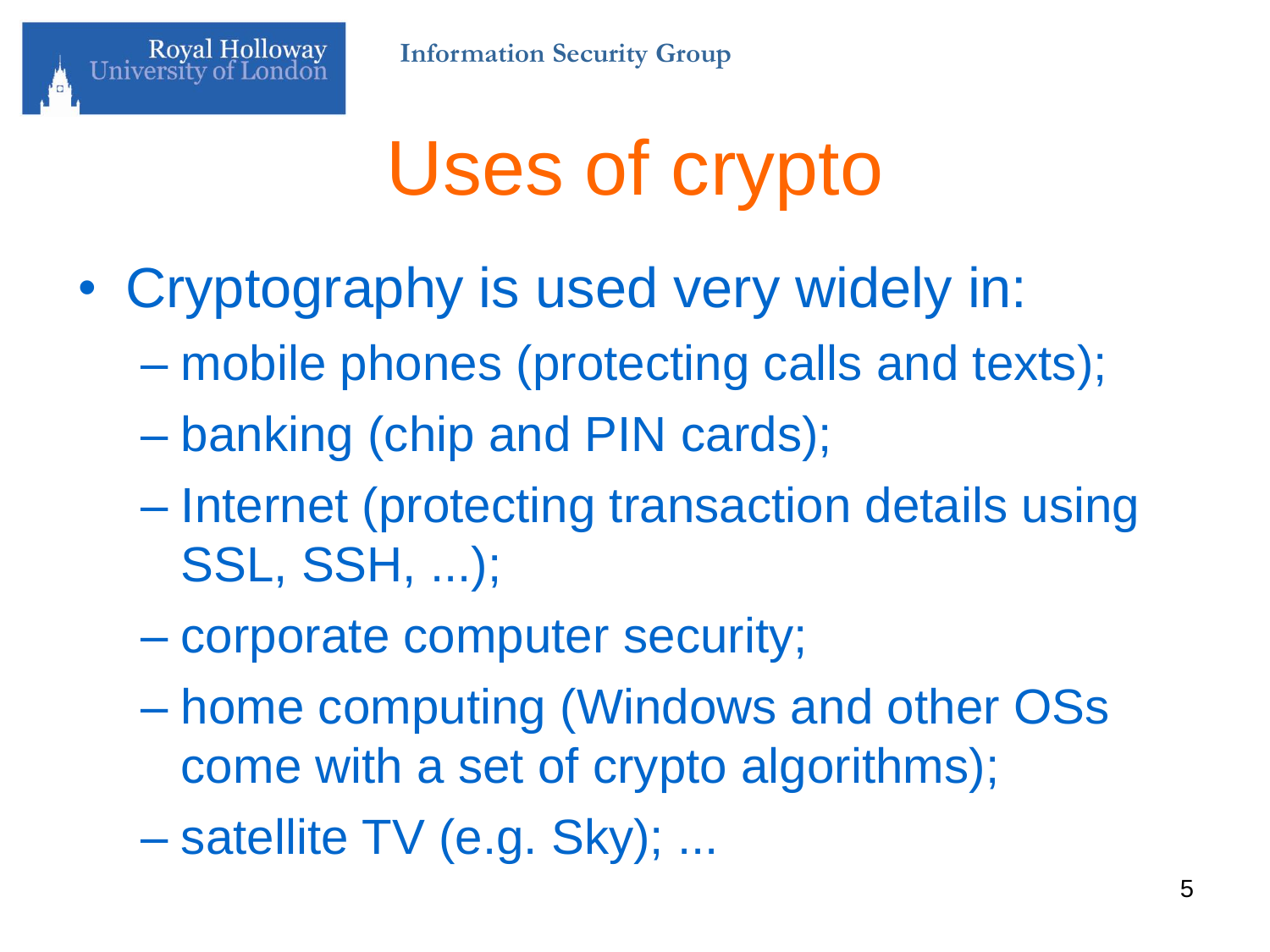# Uses of crypto

- Cryptography is used very widely in:
  - mobile phones (protecting calls and texts);
  - banking (chip and PIN cards);
  - Internet (protecting transaction details using SSL, SSH, ...);
  - corporate computer security;
  - home computing (Windows and other OSs come with a set of crypto algorithms);
  - satellite TV (e.g. Sky); ...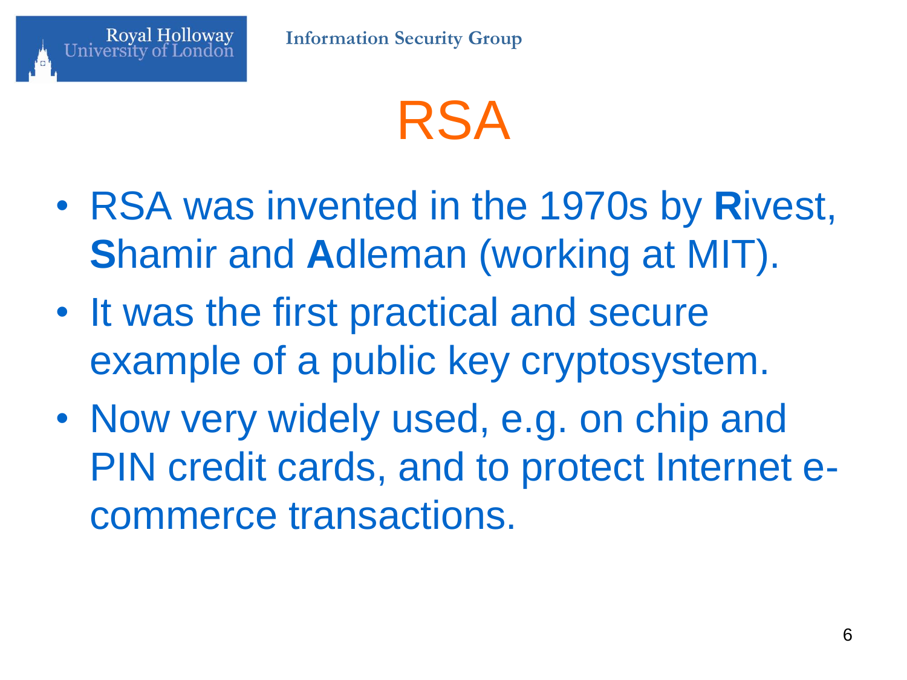# RSA

- RSA was invented in the 1970s by **R**ivest, **S**hamir and **A**dleman (working at MIT).
- It was the first practical and secure example of a public key cryptosystem.
- Now very widely used, e.g. on chip and PIN credit cards, and to protect Internet e-commerce transactions.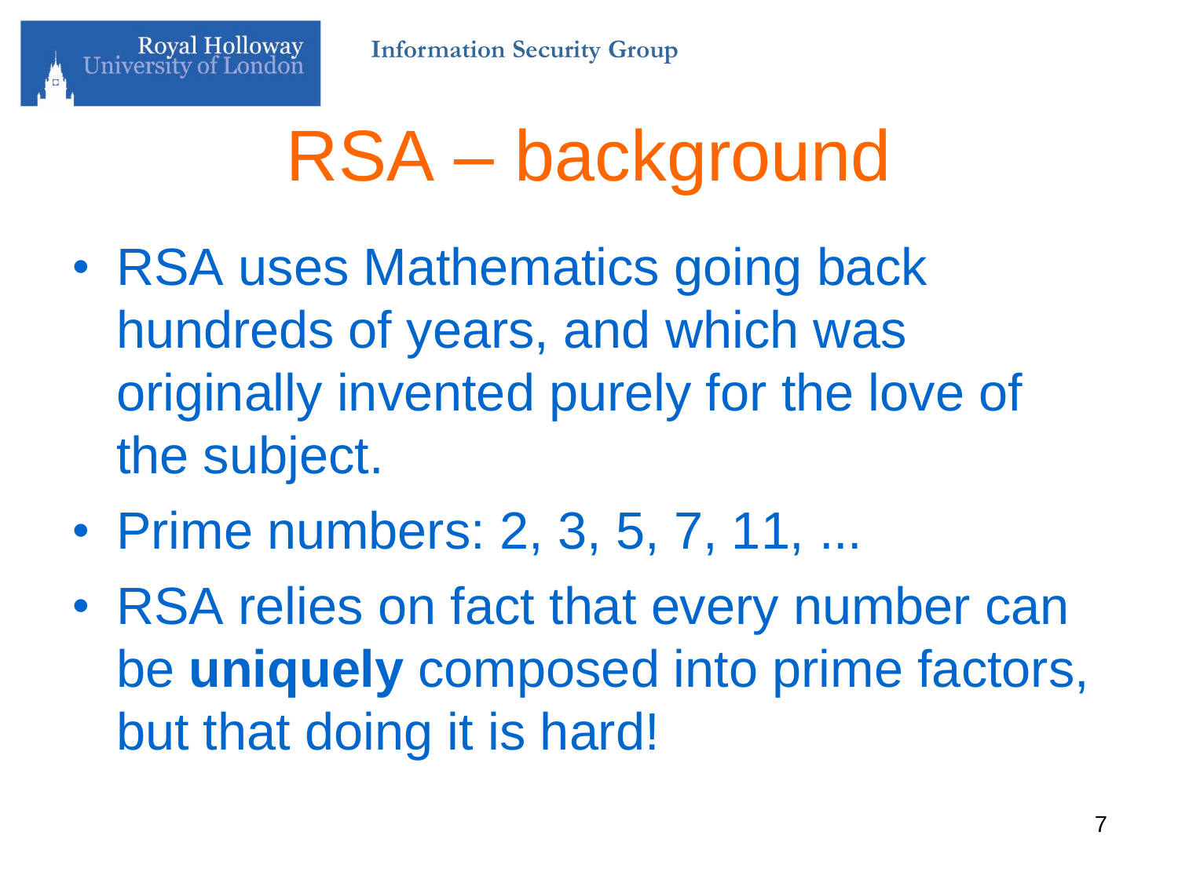# RSA – background

- RSA uses Mathematics going back hundreds of years, and which was originally invented purely for the love of the subject.
- Prime numbers: 2, 3, 5, 7, 11, ...
- RSA relies on fact that every number can be **uniquely** composed into prime factors, but that doing it is hard!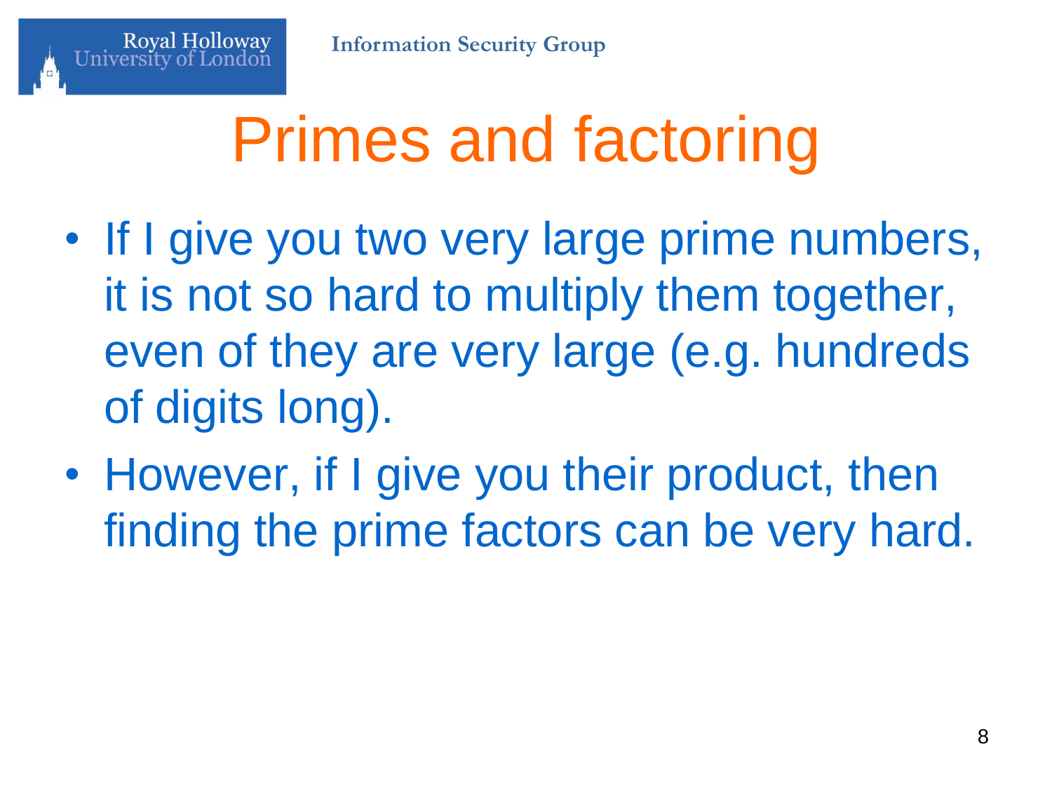# Primes and factoring

- If I give you two very large prime numbers, it is not so hard to multiply them together, even of they are very large (e.g. hundreds of digits long).
- However, if I give you their product, then finding the prime factors can be very hard.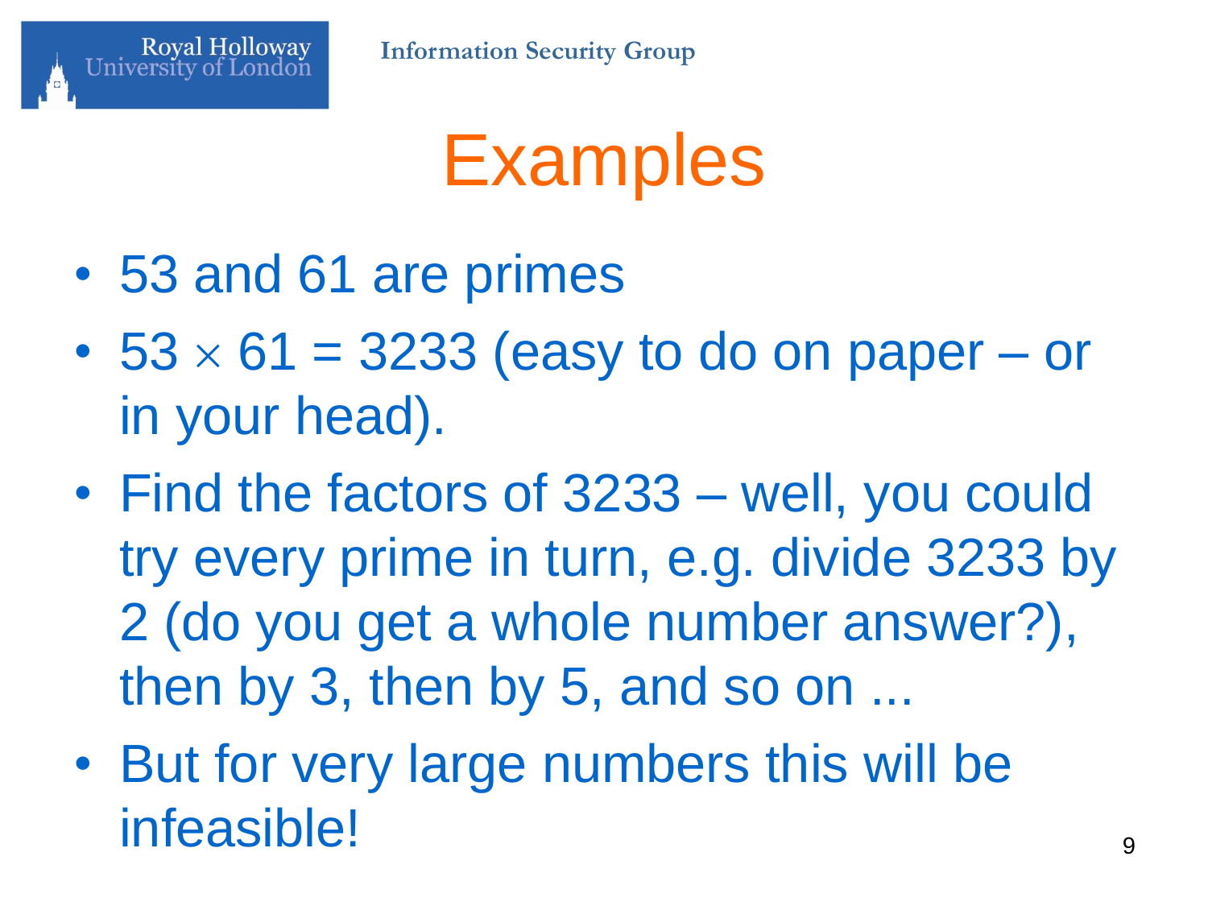# Examples

- 53 and 61 are primes
- $53 \times 61 = 3233$ (easy to do on paper – or in your head).
- Find the factors of 3233 – well, you could try every prime in turn, e.g. divide 3233 by 2 (do you get a whole number answer?), then by 3, then by 5, and so on ...
- But for very large numbers this will be infeasible!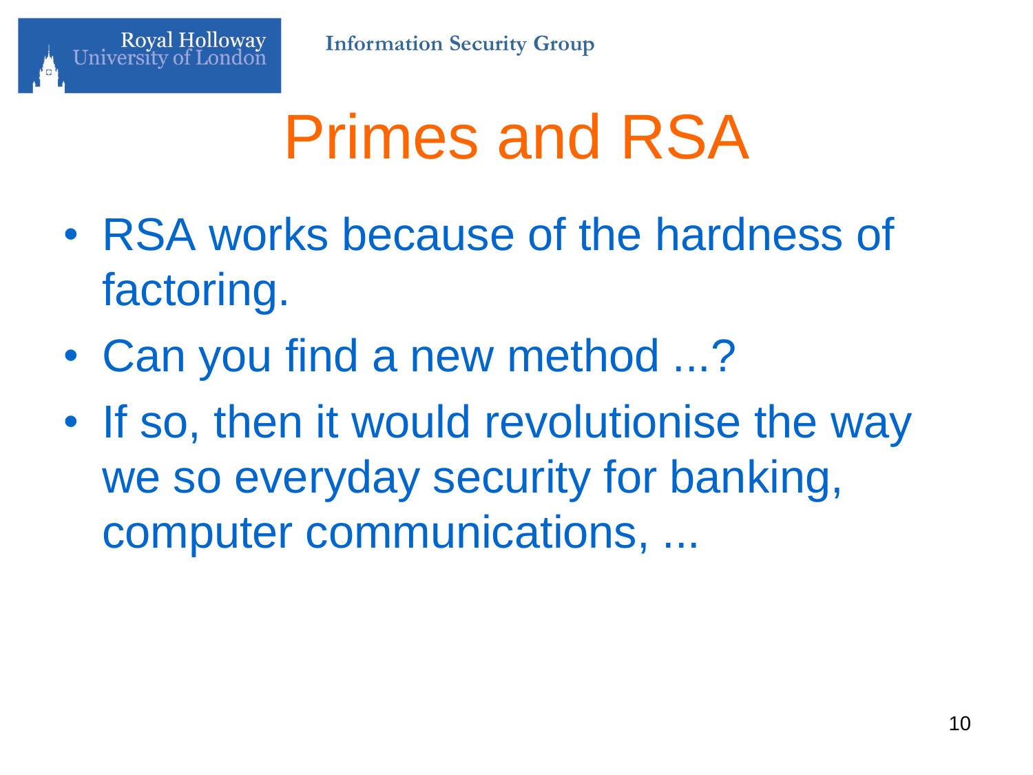# Primes and RSA

- RSA works because of the hardness of factoring.
- Can you find a new method ...?
- If so, then it would revolutionise the way we so everyday security for banking, computer communications, ...